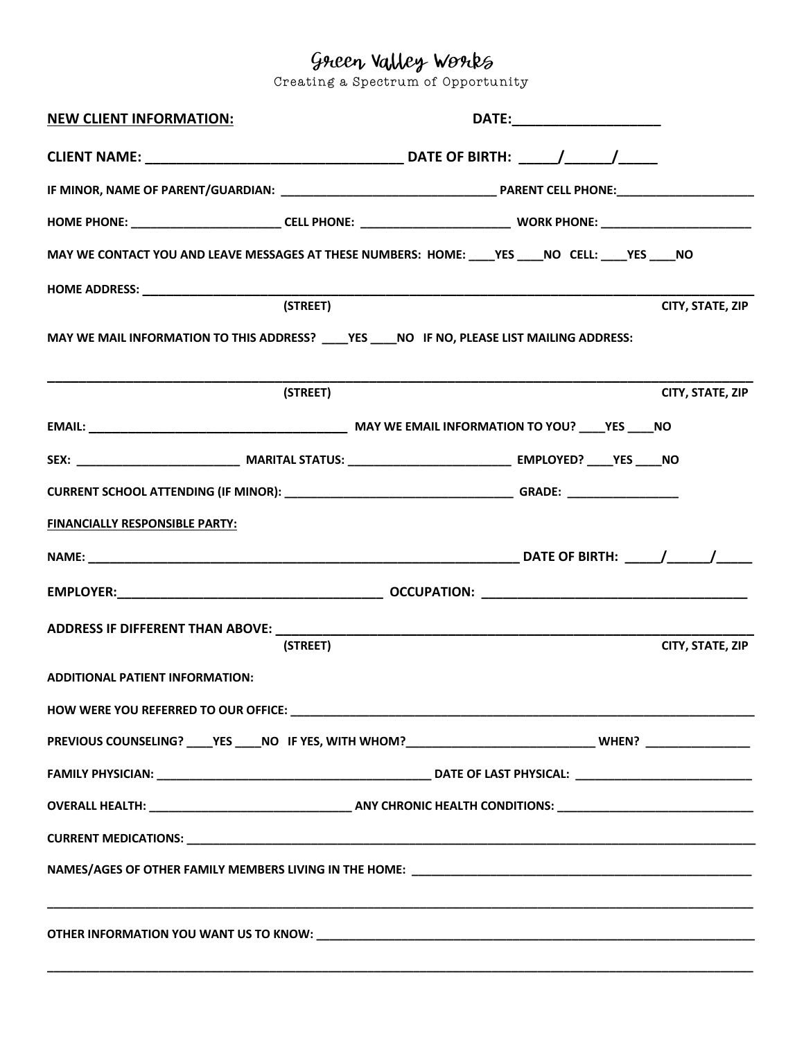# Green Valley Works

Creating a Spectrum of Opportunity

**NEW CLIENT INFORMATION:** **DATE:___________________**

**CLIENT NAME: _________________________________ DATE OF BIRTH: _____/______/_____**

**IF MINOR, NAME OF PARENT/GUARDIAN: _________________________________ PARENT CELL PHONE:_____________________**

**HOME PHONE: _______________________ CELL PHONE: _______________________ WORK PHONE: _______________________**

**MAY WE CONTACT YOU AND LEAVE MESSAGES AT THESE NUMBERS: HOME: ____YES ____NO CELL: ____YES ____NO**

**HOME ADDRESS: _____________________________________________________________________________________**

**(STREET)** **CITY, STATE, ZIP**

**MAY WE MAIL INFORMATION TO THIS ADDRESS? ____YES ____NO IF NO, PLEASE LIST MAILING ADDRESS:**

**_____________________________________________________________________________________________________**

**(STREET)** **CITY, STATE, ZIP**

**EMAIL: _______________________________________ MAY WE EMAIL INFORMATION TO YOU? ____YES ____NO**

**SEX: ________________________ MARITAL STATUS: ________________________ EMPLOYED? ____YES ____NO**

**CURRENT SCHOOL ATTENDING (IF MINOR): __________________________________ GRADE: _________________**

**FINANCIALLY RESPONSIBLE PARTY:**

**NAME: _______________________________________________________________ DATE OF BIRTH: _____/______/_____**

**EMPLOYER:_____________________________________ OCCUPATION: ____________________________________**

**ADDRESS IF DIFFERENT THAN ABOVE: __________________________________________________________________**

**(STREET)** **CITY, STATE, ZIP**

**ADDITIONAL PATIENT INFORMATION:**

**HOW WERE YOU REFERRED TO OUR OFFICE: ______________________________________________________________________**

**PREVIOUS COUNSELING? ____YES ____NO IF YES, WITH WHOM?____________________________ WHEN? _______________**

**FAMILY PHYSICIAN: __________________________________________ DATE OF LAST PHYSICAL: __________________________**

**OVERALL HEALTH: ______________________________ ANY CHRONIC HEALTH CONDITIONS: _____________________________**

**CURRENT MEDICATIONS: __________________________________________________________________________________**

**NAMES/AGES OF OTHER FAMILY MEMBERS LIVING IN THE HOME: ___________________________________________________**

**_____________________________________________________________________________________________________**

**OTHER INFORMATION YOU WANT US TO KNOW: _________________________________________________________________**

**_____________________________________________________________________________________________________**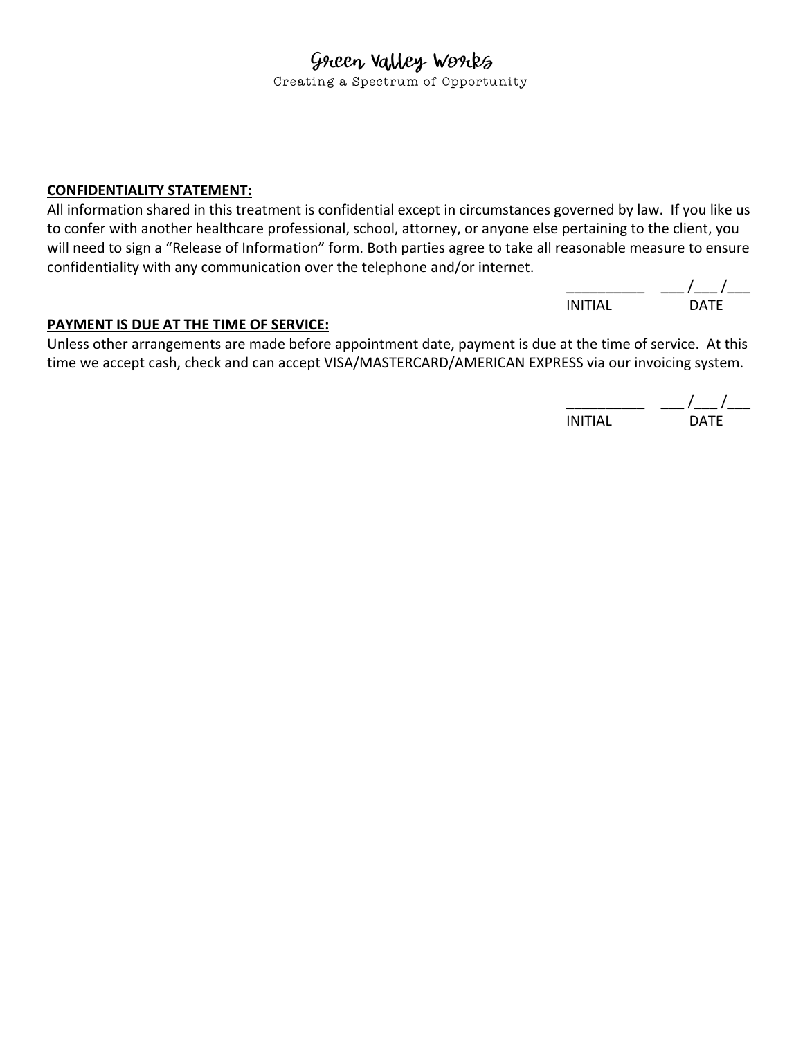# Green Valley Works

Creating a Spectrum of Opportunity

**CONFIDENTIALITY STATEMENT:**

All information shared in this treatment is confidential except in circumstances governed by law. If you like us to confer with another healthcare professional, school, attorney, or anyone else pertaining to the client, you will need to sign a "Release of Information" form. Both parties agree to take all reasonable measure to ensure confidentiality with any communication over the telephone and/or internet.

__________ ___ /___ /___
INITIAL DATE

**PAYMENT IS DUE AT THE TIME OF SERVICE:**

Unless other arrangements are made before appointment date, payment is due at the time of service. At this time we accept cash, check and can accept VISA/MASTERCARD/AMERICAN EXPRESS via our invoicing system.

__________ ___ /___ /___
INITIAL DATE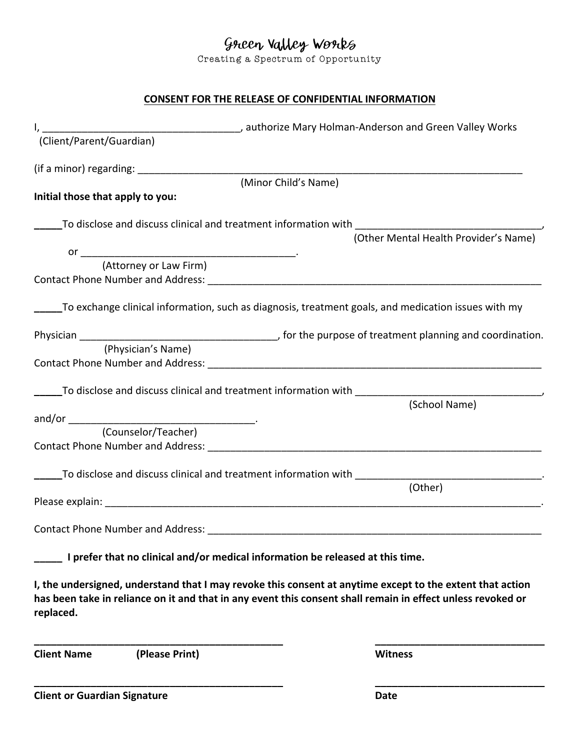# Green Valley Works

Creating a Spectrum of Opportunity

## CONSENT FOR THE RELEASE OF CONFIDENTIAL INFORMATION

I, ___________________________________, authorize Mary Holman-Anderson and Green Valley Works
(Client/Parent/Guardian)

(if a minor) regarding: ___________________________________________________________________________
(Minor Child's Name)

**Initial those that apply to you:**

_____To disclose and discuss clinical and treatment information with _________________________________,
(Other Mental Health Provider's Name)

or _______________________________________.
(Attorney or Law Firm)

Contact Phone Number and Address: ____________________________________________________________

_____To exchange clinical information, such as diagnosis, treatment goals, and medication issues with my

Physician ____________________________________, for the purpose of treatment planning and coordination.
(Physician's Name)

Contact Phone Number and Address: ____________________________________________________________

_____To disclose and discuss clinical and treatment information with _________________________________,
(School Name)

and/or __________________________________.
(Counselor/Teacher)

Contact Phone Number and Address: ____________________________________________________________

_____To disclose and discuss clinical and treatment information with _________________________________.
(Other)

Please explain: ________________________________________________________________________________.

Contact Phone Number and Address: ____________________________________________________________

**_____ I prefer that no clinical and/or medical information be released at this time.**

**I, the undersigned, understand that I may revoke this consent at anytime except to the extent that action has been take in reliance on it and that in any event this consent shall remain in effect unless revoked or replaced.**

_______________________________________________ _______________________________

**Client Name (Please Print)** **Witness**

_______________________________________________ _______________________________

**Client or Guardian Signature** **Date**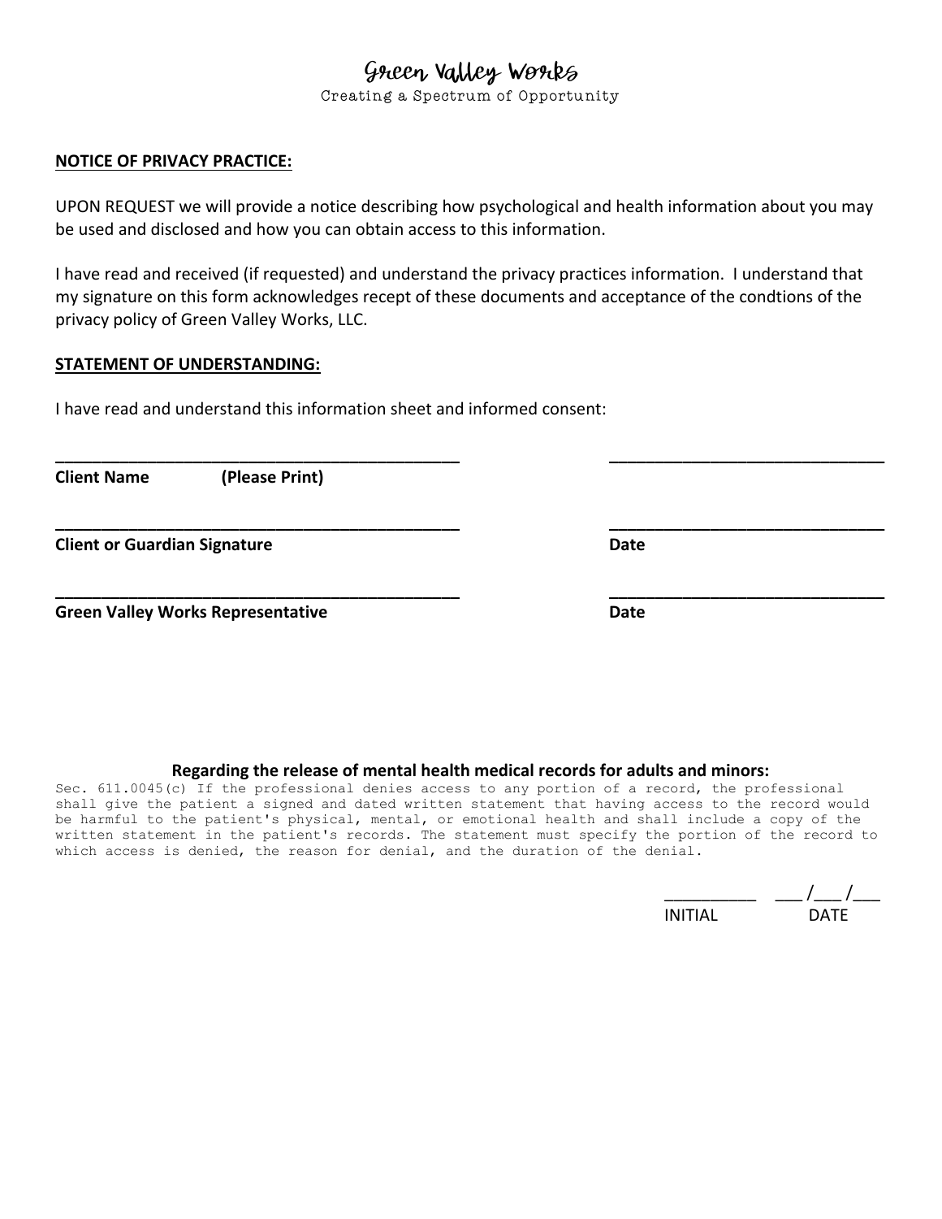# Green Valley Works

Creating a Spectrum of Opportunity

**NOTICE OF PRIVACY PRACTICE:**

UPON REQUEST we will provide a notice describing how psychological and health information about you may be used and disclosed and how you can obtain access to this information.

I have read and received (if requested) and understand the privacy practices information. I understand that my signature on this form acknowledges recept of these documents and acceptance of the condtions of the privacy policy of Green Valley Works, LLC.

**STATEMENT OF UNDERSTANDING:**

I have read and understand this information sheet and informed consent:

| | |
|---|---|
| ______________________________________________ | ______________________________ |
| **Client Name (Please Print)** | |
| ______________________________________________ | ______________________________ |
| **Client or Guardian Signature** | **Date** |
| ______________________________________________ | ______________________________ |
| **Green Valley Works Representative** | **Date** |

**Regarding the release of mental health medical records for adults and minors:**

Sec. 611.0045(c) If the professional denies access to any portion of a record, the professional shall give the patient a signed and dated written statement that having access to the record would be harmful to the patient's physical, mental, or emotional health and shall include a copy of the written statement in the patient's records. The statement must specify the portion of the record to which access is denied, the reason for denial, and the duration of the denial.

__________ ___ /___ /___

INITIAL DATE